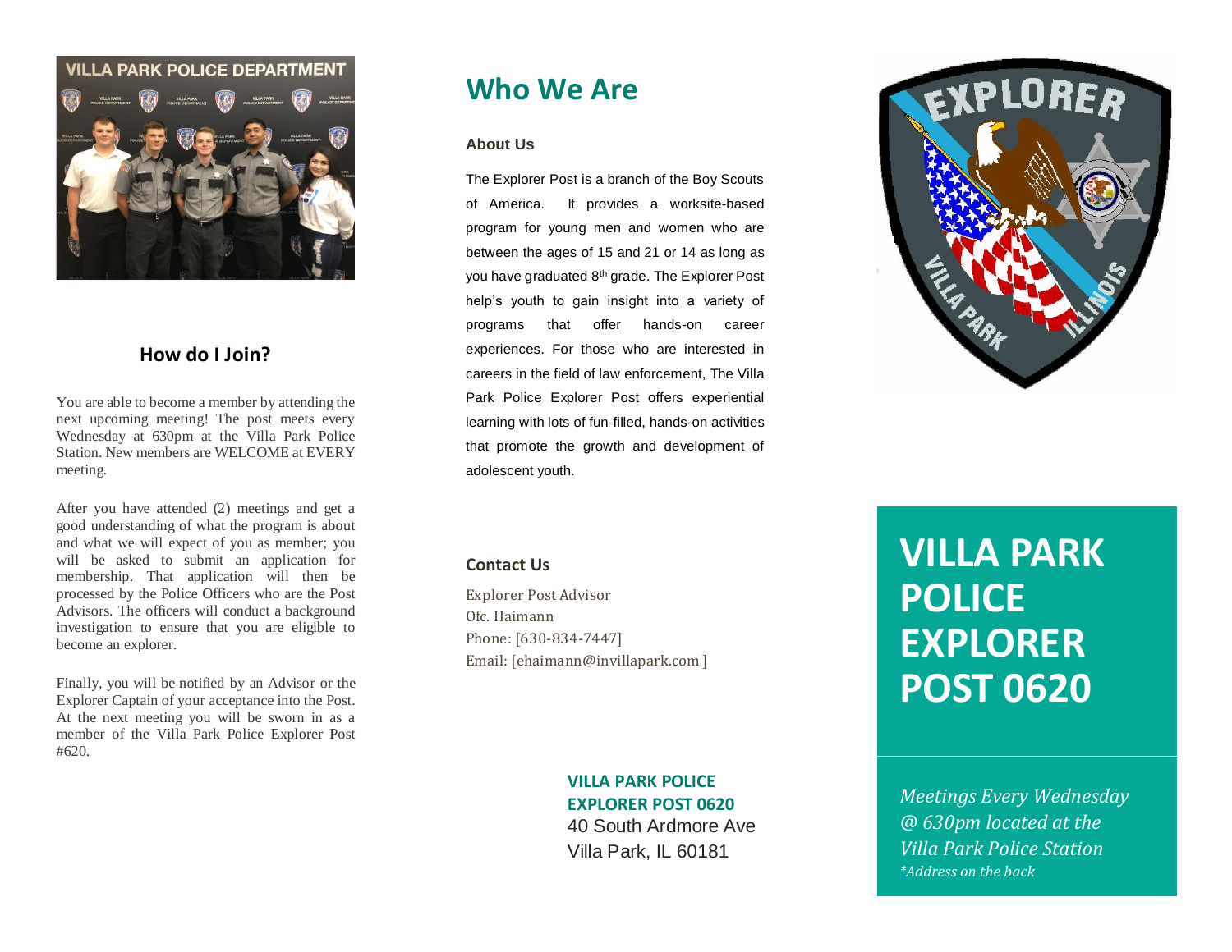## How do I Join?

You are able to become a member by attending the next upcoming meeting! The post meets every Wednesday at 630pm at the Villa Park Police Station. New members are WELCOME at EVERY meeting.

After you have attended (2) meetings and get a good understanding of what the program is about and what we will expect of you as member; you will be asked to submit an application for membership. That application will then be processed by the Police Officers who are the Post Advisors. The officers will conduct a background investigation to ensure that you are eligible to become an explorer.

Finally, you will be notified by an Advisor or the Explorer Captain of your acceptance into the Post. At the next meeting you will be sworn in as a member of the Villa Park Police Explorer Post #620.

# Who We Are

### About Us

The Explorer Post is a branch of the Boy Scouts of America. It provides a worksite-based program for young men and women who are between the ages of 15 and 21 or 14 as long as you have graduated 8th grade. The Explorer Post help's youth to gain insight into a variety of programs that offer hands-on career experiences. For those who are interested in careers in the field of law enforcement, The Villa Park Police Explorer Post offers experiential learning with lots of fun-filled, hands-on activities that promote the growth and development of adolescent youth.

### Contact Us

Explorer Post Advisor
Ofc. Haimann
Phone: [630-834-7447]
Email: [ehaimann@invillapark.com ]

**VILLA PARK POLICE EXPLORER POST 0620**
40 South Ardmore Ave
Villa Park, IL 60181

# VILLA PARK POLICE EXPLORER POST 0620

*Meetings Every Wednesday @ 630pm located at the Villa Park Police Station*
*\*Address on the back*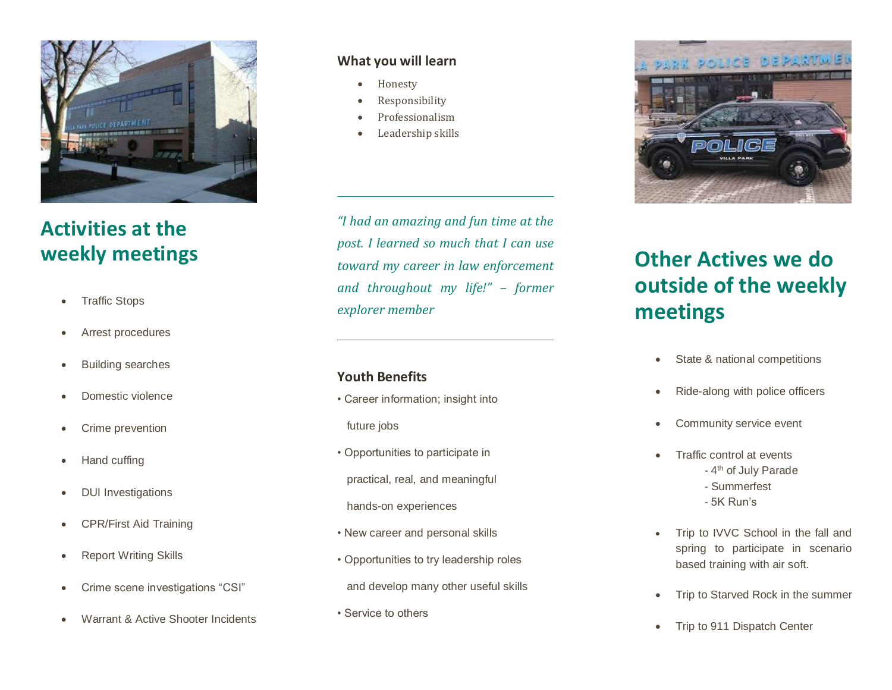## Activities at the weekly meetings

- Traffic Stops
- Arrest procedures
- Building searches
- Domestic violence
- Crime prevention
- Hand cuffing
- DUI Investigations
- CPR/First Aid Training
- Report Writing Skills
- Crime scene investigations “CSI”
- Warrant & Active Shooter Incidents

### What you will learn

- Honesty
- Responsibility
- Professionalism
- Leadership skills

---

*“I had an amazing and fun time at the post. I learned so much that I can use toward my career in law enforcement and throughout my life!” – former explorer member*

---

### Youth Benefits

• Career information; insight into future jobs

• Opportunities to participate in practical, real, and meaningful hands-on experiences

• New career and personal skills

• Opportunities to try leadership roles and develop many other useful skills

• Service to others

## Other Actives we do outside of the weekly meetings

- State & national competitions
- Ride-along with police officers
- Community service event
- Traffic control at events
  - 4th of July Parade
  - Summerfest
  - 5K Run’s
- Trip to IVVC School in the fall and spring to participate in scenario based training with air soft.
- Trip to Starved Rock in the summer
- Trip to 911 Dispatch Center